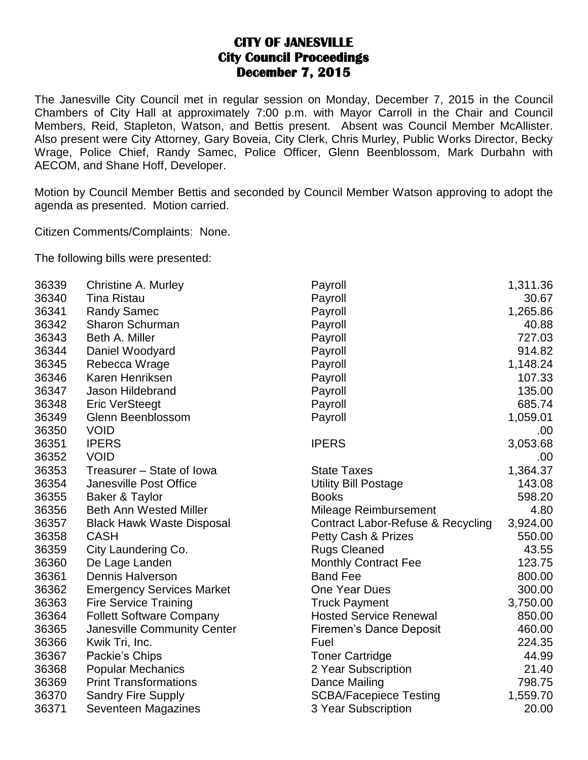# CITY OF JANESVILLE
## City Council Proceedings
## December 7, 2015

The Janesville City Council met in regular session on Monday, December 7, 2015 in the Council Chambers of City Hall at approximately 7:00 p.m. with Mayor Carroll in the Chair and Council Members, Reid, Stapleton, Watson, and Bettis present. Absent was Council Member McAllister. Also present were City Attorney, Gary Boveia, City Clerk, Chris Murley, Public Works Director, Becky Wrage, Police Chief, Randy Samec, Police Officer, Glenn Beenblossom, Mark Durbahn with AECOM, and Shane Hoff, Developer.

Motion by Council Member Bettis and seconded by Council Member Watson approving to adopt the agenda as presented. Motion carried.

Citizen Comments/Complaints: None.

The following bills were presented:

| | | | |
|---|---|---|---|
| 36339 | Christine A. Murley | Payroll | 1,311.36 |
| 36340 | Tina Ristau | Payroll | 30.67 |
| 36341 | Randy Samec | Payroll | 1,265.86 |
| 36342 | Sharon Schurman | Payroll | 40.88 |
| 36343 | Beth A. Miller | Payroll | 727.03 |
| 36344 | Daniel Woodyard | Payroll | 914.82 |
| 36345 | Rebecca Wrage | Payroll | 1,148.24 |
| 36346 | Karen Henriksen | Payroll | 107.33 |
| 36347 | Jason Hildebrand | Payroll | 135.00 |
| 36348 | Eric VerSteegt | Payroll | 685.74 |
| 36349 | Glenn Beenblossom | Payroll | 1,059.01 |
| 36350 | VOID | | .00 |
| 36351 | IPERS | IPERS | 3,053.68 |
| 36352 | VOID | | .00 |
| 36353 | Treasurer – State of Iowa | State Taxes | 1,364.37 |
| 36354 | Janesville Post Office | Utility Bill Postage | 143.08 |
| 36355 | Baker & Taylor | Books | 598.20 |
| 36356 | Beth Ann Wested Miller | Mileage Reimbursement | 4.80 |
| 36357 | Black Hawk Waste Disposal | Contract Labor-Refuse & Recycling | 3,924.00 |
| 36358 | CASH | Petty Cash & Prizes | 550.00 |
| 36359 | City Laundering Co. | Rugs Cleaned | 43.55 |
| 36360 | De Lage Landen | Monthly Contract Fee | 123.75 |
| 36361 | Dennis Halverson | Band Fee | 800.00 |
| 36362 | Emergency Services Market | One Year Dues | 300.00 |
| 36363 | Fire Service Training | Truck Payment | 3,750.00 |
| 36364 | Follett Software Company | Hosted Service Renewal | 850.00 |
| 36365 | Janesville Community Center | Firemen's Dance Deposit | 460.00 |
| 36366 | Kwik Tri, Inc. | Fuel | 224.35 |
| 36367 | Packie's Chips | Toner Cartridge | 44.99 |
| 36368 | Popular Mechanics | 2 Year Subscription | 21.40 |
| 36369 | Print Transformations | Dance Mailing | 798.75 |
| 36370 | Sandry Fire Supply | SCBA/Facepiece Testing | 1,559.70 |
| 36371 | Seventeen Magazines | 3 Year Subscription | 20.00 |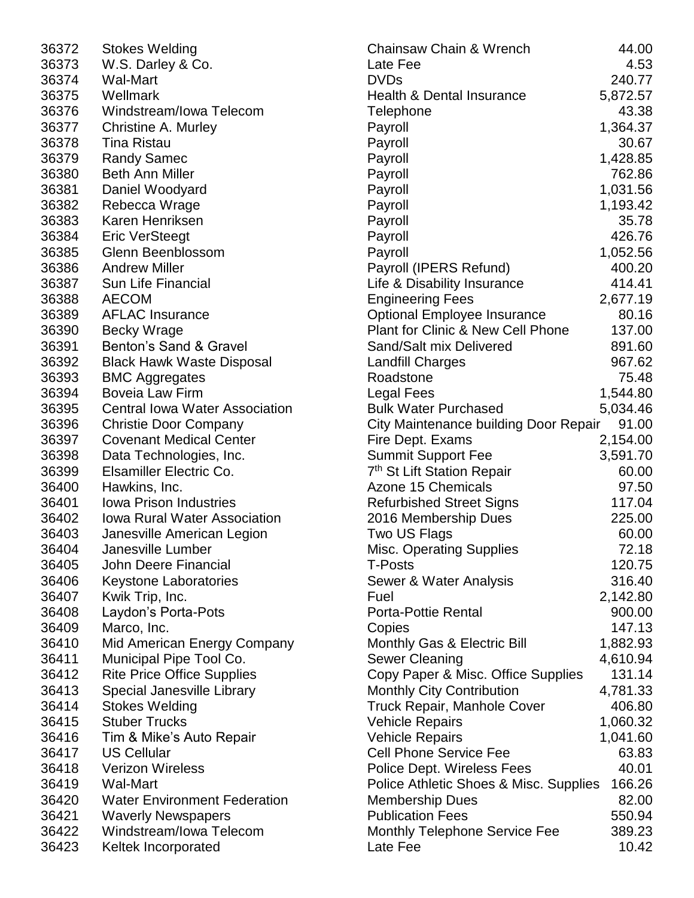| | | | |
|---|---|---|---|
| 36372 | Stokes Welding | Chainsaw Chain & Wrench | 44.00 |
| 36373 | W.S. Darley & Co. | Late Fee | 4.53 |
| 36374 | Wal-Mart | DVDs | 240.77 |
| 36375 | Wellmark | Health & Dental Insurance | 5,872.57 |
| 36376 | Windstream/Iowa Telecom | Telephone | 43.38 |
| 36377 | Christine A. Murley | Payroll | 1,364.37 |
| 36378 | Tina Ristau | Payroll | 30.67 |
| 36379 | Randy Samec | Payroll | 1,428.85 |
| 36380 | Beth Ann Miller | Payroll | 762.86 |
| 36381 | Daniel Woodyard | Payroll | 1,031.56 |
| 36382 | Rebecca Wrage | Payroll | 1,193.42 |
| 36383 | Karen Henriksen | Payroll | 35.78 |
| 36384 | Eric VerSteegt | Payroll | 426.76 |
| 36385 | Glenn Beenblossom | Payroll | 1,052.56 |
| 36386 | Andrew Miller | Payroll (IPERS Refund) | 400.20 |
| 36387 | Sun Life Financial | Life & Disability Insurance | 414.41 |
| 36388 | AECOM | Engineering Fees | 2,677.19 |
| 36389 | AFLAC Insurance | Optional Employee Insurance | 80.16 |
| 36390 | Becky Wrage | Plant for Clinic & New Cell Phone | 137.00 |
| 36391 | Benton's Sand & Gravel | Sand/Salt mix Delivered | 891.60 |
| 36392 | Black Hawk Waste Disposal | Landfill Charges | 967.62 |
| 36393 | BMC Aggregates | Roadstone | 75.48 |
| 36394 | Boveia Law Firm | Legal Fees | 1,544.80 |
| 36395 | Central Iowa Water Association | Bulk Water Purchased | 5,034.46 |
| 36396 | Christie Door Company | City Maintenance building Door Repair | 91.00 |
| 36397 | Covenant Medical Center | Fire Dept. Exams | 2,154.00 |
| 36398 | Data Technologies, Inc. | Summit Support Fee | 3,591.70 |
| 36399 | Elsamiller Electric Co. | 7th St Lift Station Repair | 60.00 |
| 36400 | Hawkins, Inc. | Azone 15 Chemicals | 97.50 |
| 36401 | Iowa Prison Industries | Refurbished Street Signs | 117.04 |
| 36402 | Iowa Rural Water Association | 2016 Membership Dues | 225.00 |
| 36403 | Janesville American Legion | Two US Flags | 60.00 |
| 36404 | Janesville Lumber | Misc. Operating Supplies | 72.18 |
| 36405 | John Deere Financial | T-Posts | 120.75 |
| 36406 | Keystone Laboratories | Sewer & Water Analysis | 316.40 |
| 36407 | Kwik Trip, Inc. | Fuel | 2,142.80 |
| 36408 | Laydon's Porta-Pots | Porta-Pottie Rental | 900.00 |
| 36409 | Marco, Inc. | Copies | 147.13 |
| 36410 | Mid American Energy Company | Monthly Gas & Electric Bill | 1,882.93 |
| 36411 | Municipal Pipe Tool Co. | Sewer Cleaning | 4,610.94 |
| 36412 | Rite Price Office Supplies | Copy Paper & Misc. Office Supplies | 131.14 |
| 36413 | Special Janesville Library | Monthly City Contribution | 4,781.33 |
| 36414 | Stokes Welding | Truck Repair, Manhole Cover | 406.80 |
| 36415 | Stuber Trucks | Vehicle Repairs | 1,060.32 |
| 36416 | Tim & Mike's Auto Repair | Vehicle Repairs | 1,041.60 |
| 36417 | US Cellular | Cell Phone Service Fee | 63.83 |
| 36418 | Verizon Wireless | Police Dept. Wireless Fees | 40.01 |
| 36419 | Wal-Mart | Police Athletic Shoes & Misc. Supplies | 166.26 |
| 36420 | Water Environment Federation | Membership Dues | 82.00 |
| 36421 | Waverly Newspapers | Publication Fees | 550.94 |
| 36422 | Windstream/Iowa Telecom | Monthly Telephone Service Fee | 389.23 |
| 36423 | Keltek Incorporated | Late Fee | 10.42 |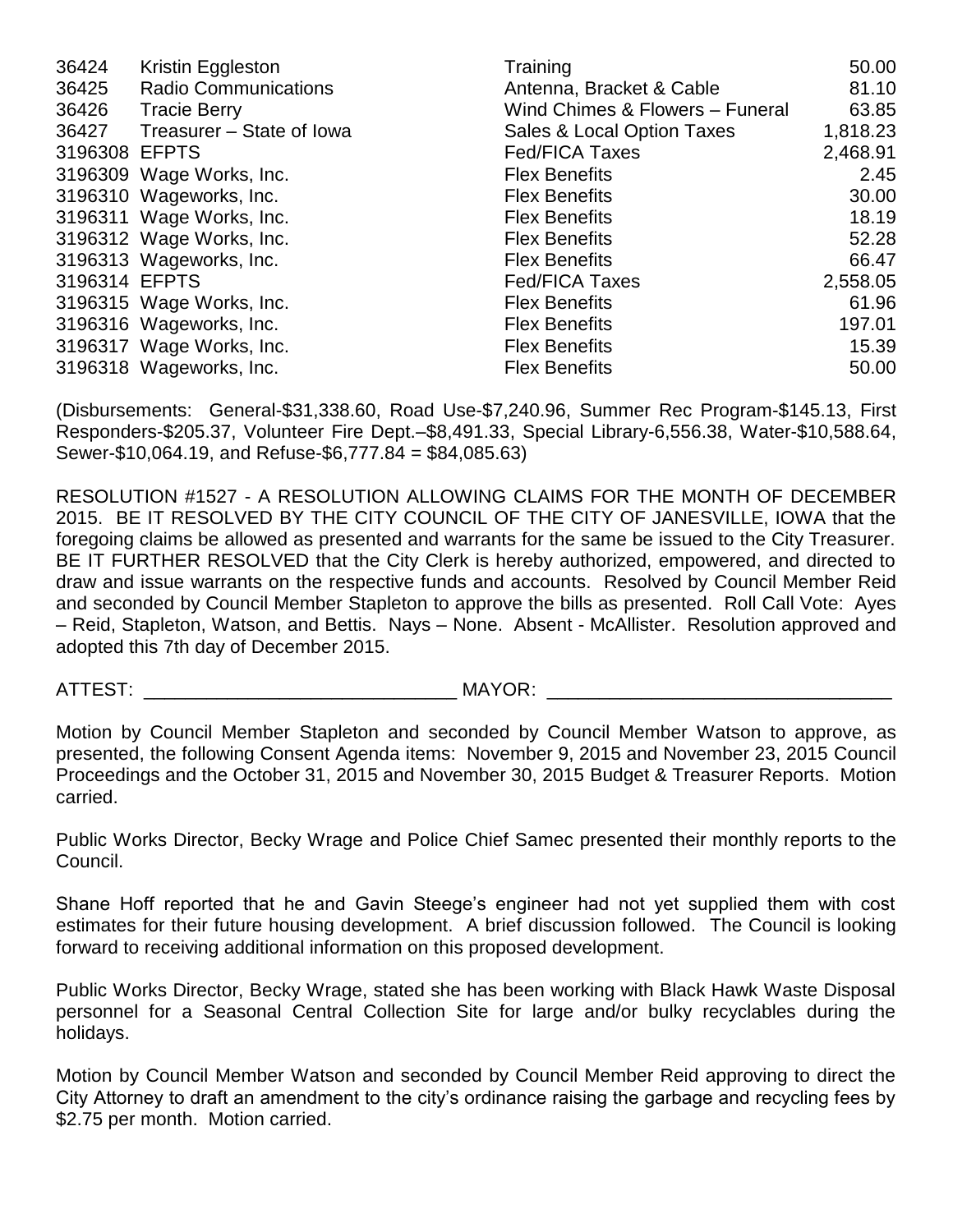| | | | |
|---|---|---|---|
| 36424 | Kristin Eggleston | Training | 50.00 |
| 36425 | Radio Communications | Antenna, Bracket & Cable | 81.10 |
| 36426 | Tracie Berry | Wind Chimes & Flowers – Funeral | 63.85 |
| 36427 | Treasurer – State of Iowa | Sales & Local Option Taxes | 1,818.23 |
| 3196308 | EFPTS | Fed/FICA Taxes | 2,468.91 |
| 3196309 | Wage Works, Inc. | Flex Benefits | 2.45 |
| 3196310 | Wageworks, Inc. | Flex Benefits | 30.00 |
| 3196311 | Wage Works, Inc. | Flex Benefits | 18.19 |
| 3196312 | Wage Works, Inc. | Flex Benefits | 52.28 |
| 3196313 | Wageworks, Inc. | Flex Benefits | 66.47 |
| 3196314 | EFPTS | Fed/FICA Taxes | 2,558.05 |
| 3196315 | Wage Works, Inc. | Flex Benefits | 61.96 |
| 3196316 | Wageworks, Inc. | Flex Benefits | 197.01 |
| 3196317 | Wage Works, Inc. | Flex Benefits | 15.39 |
| 3196318 | Wageworks, Inc. | Flex Benefits | 50.00 |

(Disbursements: General-$31,338.60, Road Use-$7,240.96, Summer Rec Program-$145.13, First Responders-$205.37, Volunteer Fire Dept.–$8,491.33, Special Library-6,556.38, Water-$10,588.64, Sewer-$10,064.19, and Refuse-$6,777.84 = $84,085.63)

RESOLUTION #1527 - A RESOLUTION ALLOWING CLAIMS FOR THE MONTH OF DECEMBER 2015. BE IT RESOLVED BY THE CITY COUNCIL OF THE CITY OF JANESVILLE, IOWA that the foregoing claims be allowed as presented and warrants for the same be issued to the City Treasurer. BE IT FURTHER RESOLVED that the City Clerk is hereby authorized, empowered, and directed to draw and issue warrants on the respective funds and accounts. Resolved by Council Member Reid and seconded by Council Member Stapleton to approve the bills as presented. Roll Call Vote: Ayes – Reid, Stapleton, Watson, and Bettis. Nays – None. Absent - McAllister. Resolution approved and adopted this 7th day of December 2015.

ATTEST: ______________________________ MAYOR: _________________________________

Motion by Council Member Stapleton and seconded by Council Member Watson to approve, as presented, the following Consent Agenda items: November 9, 2015 and November 23, 2015 Council Proceedings and the October 31, 2015 and November 30, 2015 Budget & Treasurer Reports. Motion carried.

Public Works Director, Becky Wrage and Police Chief Samec presented their monthly reports to the Council.

Shane Hoff reported that he and Gavin Steege's engineer had not yet supplied them with cost estimates for their future housing development. A brief discussion followed. The Council is looking forward to receiving additional information on this proposed development.

Public Works Director, Becky Wrage, stated she has been working with Black Hawk Waste Disposal personnel for a Seasonal Central Collection Site for large and/or bulky recyclables during the holidays.

Motion by Council Member Watson and seconded by Council Member Reid approving to direct the City Attorney to draft an amendment to the city's ordinance raising the garbage and recycling fees by $2.75 per month. Motion carried.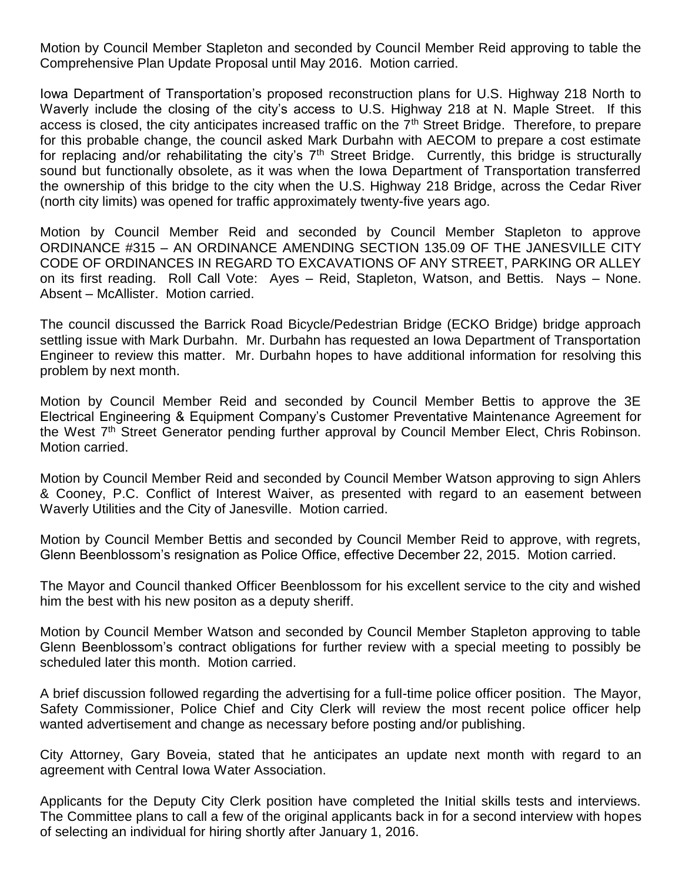Motion by Council Member Stapleton and seconded by Council Member Reid approving to table the Comprehensive Plan Update Proposal until May 2016. Motion carried.

Iowa Department of Transportation's proposed reconstruction plans for U.S. Highway 218 North to Waverly include the closing of the city's access to U.S. Highway 218 at N. Maple Street. If this access is closed, the city anticipates increased traffic on the 7th Street Bridge. Therefore, to prepare for this probable change, the council asked Mark Durbahn with AECOM to prepare a cost estimate for replacing and/or rehabilitating the city's 7th Street Bridge. Currently, this bridge is structurally sound but functionally obsolete, as it was when the Iowa Department of Transportation transferred the ownership of this bridge to the city when the U.S. Highway 218 Bridge, across the Cedar River (north city limits) was opened for traffic approximately twenty-five years ago.

Motion by Council Member Reid and seconded by Council Member Stapleton to approve ORDINANCE #315 – AN ORDINANCE AMENDING SECTION 135.09 OF THE JANESVILLE CITY CODE OF ORDINANCES IN REGARD TO EXCAVATIONS OF ANY STREET, PARKING OR ALLEY on its first reading. Roll Call Vote: Ayes – Reid, Stapleton, Watson, and Bettis. Nays – None. Absent – McAllister. Motion carried.

The council discussed the Barrick Road Bicycle/Pedestrian Bridge (ECKO Bridge) bridge approach settling issue with Mark Durbahn. Mr. Durbahn has requested an Iowa Department of Transportation Engineer to review this matter. Mr. Durbahn hopes to have additional information for resolving this problem by next month.

Motion by Council Member Reid and seconded by Council Member Bettis to approve the 3E Electrical Engineering & Equipment Company's Customer Preventative Maintenance Agreement for the West 7th Street Generator pending further approval by Council Member Elect, Chris Robinson. Motion carried.

Motion by Council Member Reid and seconded by Council Member Watson approving to sign Ahlers & Cooney, P.C. Conflict of Interest Waiver, as presented with regard to an easement between Waverly Utilities and the City of Janesville. Motion carried.

Motion by Council Member Bettis and seconded by Council Member Reid to approve, with regrets, Glenn Beenblossom's resignation as Police Office, effective December 22, 2015. Motion carried.

The Mayor and Council thanked Officer Beenblossom for his excellent service to the city and wished him the best with his new positon as a deputy sheriff.

Motion by Council Member Watson and seconded by Council Member Stapleton approving to table Glenn Beenblossom's contract obligations for further review with a special meeting to possibly be scheduled later this month. Motion carried.

A brief discussion followed regarding the advertising for a full-time police officer position. The Mayor, Safety Commissioner, Police Chief and City Clerk will review the most recent police officer help wanted advertisement and change as necessary before posting and/or publishing.

City Attorney, Gary Boveia, stated that he anticipates an update next month with regard to an agreement with Central Iowa Water Association.

Applicants for the Deputy City Clerk position have completed the Initial skills tests and interviews. The Committee plans to call a few of the original applicants back in for a second interview with hopes of selecting an individual for hiring shortly after January 1, 2016.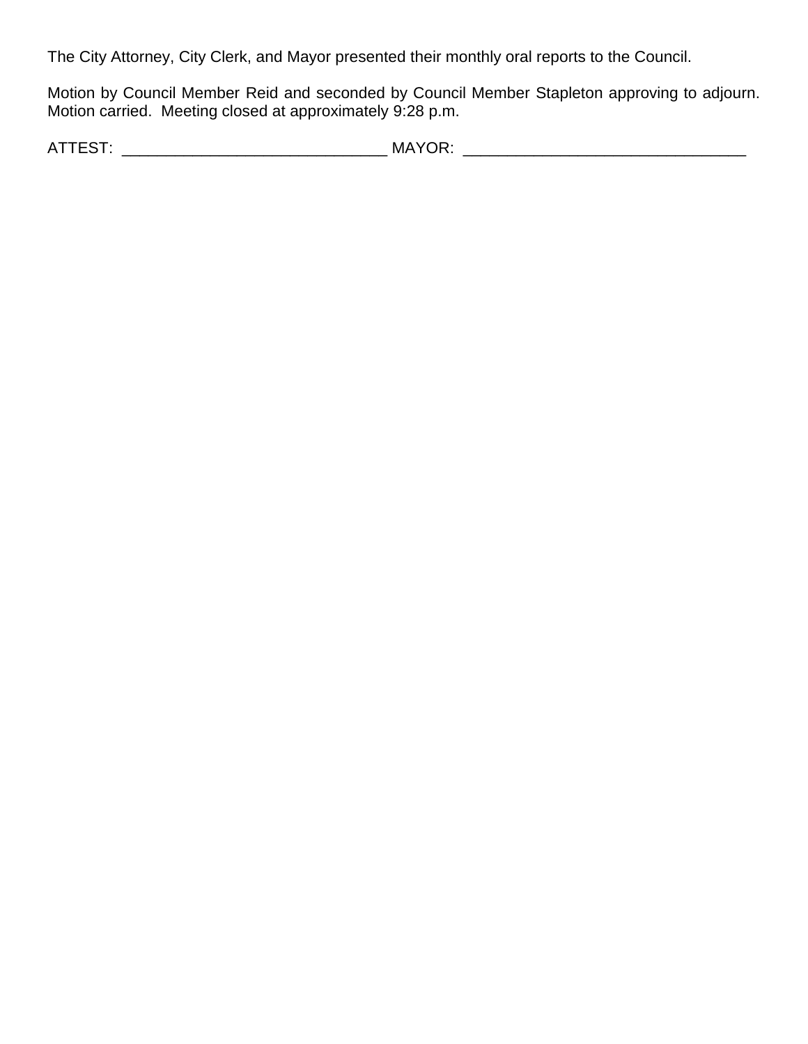The City Attorney, City Clerk, and Mayor presented their monthly oral reports to the Council.

Motion by Council Member Reid and seconded by Council Member Stapleton approving to adjourn. Motion carried. Meeting closed at approximately 9:28 p.m.

ATTEST: ______________________________ MAYOR: ________________________________